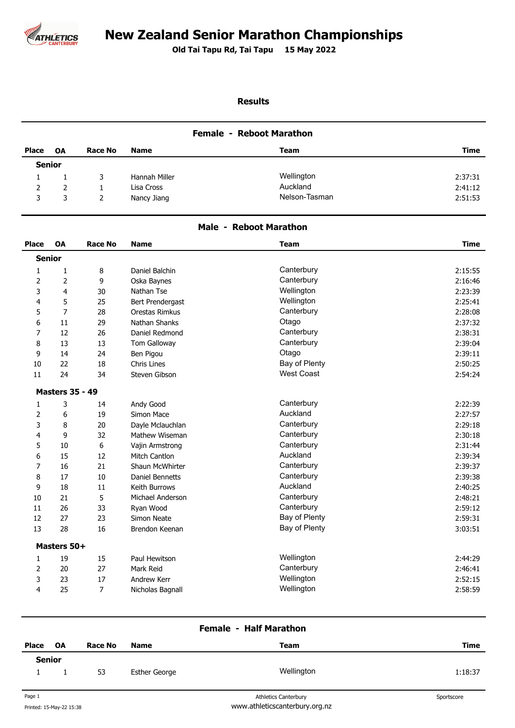# New Zealand Senior Marathon Championships

**Old Tai Tapu Rd, Tai Tapu 15 May 2022**

**Results**

## Female - Reboot Marathon

| Place | OA | Race No | Name | Team | Time |
|---|---|---|---|---|---|
| **Senior** | | | | | |
| 1 | 1 | 3 | Hannah Miller | Wellington | 2:37:31 |
| 2 | 2 | 1 | Lisa Cross | Auckland | 2:41:12 |
| 3 | 3 | 2 | Nancy Jiang | Nelson-Tasman | 2:51:53 |

## Male - Reboot Marathon

| Place | OA | Race No | Name | Team | Time |
|---|---|---|---|---|---|
| **Senior** | | | | | |
| 1 | 1 | 8 | Daniel Balchin | Canterbury | 2:15:55 |
| 2 | 2 | 9 | Oska Baynes | Canterbury | 2:16:46 |
| 3 | 4 | 30 | Nathan Tse | Wellington | 2:23:39 |
| 4 | 5 | 25 | Bert Prendergast | Wellington | 2:25:41 |
| 5 | 7 | 28 | Orestas Rimkus | Canterbury | 2:28:08 |
| 6 | 11 | 29 | Nathan Shanks | Otago | 2:37:32 |
| 7 | 12 | 26 | Daniel Redmond | Canterbury | 2:38:31 |
| 8 | 13 | 13 | Tom Galloway | Canterbury | 2:39:04 |
| 9 | 14 | 24 | Ben Pigou | Otago | 2:39:11 |
| 10 | 22 | 18 | Chris Lines | Bay of Plenty | 2:50:25 |
| 11 | 24 | 34 | Steven Gibson | West Coast | 2:54:24 |
| **Masters 35 - 49** | | | | | |
| 1 | 3 | 14 | Andy Good | Canterbury | 2:22:39 |
| 2 | 6 | 19 | Simon Mace | Auckland | 2:27:57 |
| 3 | 8 | 20 | Dayle Mclauchlan | Canterbury | 2:29:18 |
| 4 | 9 | 32 | Mathew Wiseman | Canterbury | 2:30:18 |
| 5 | 10 | 6 | Vajin Armstrong | Canterbury | 2:31:44 |
| 6 | 15 | 12 | Mitch Cantlon | Auckland | 2:39:34 |
| 7 | 16 | 21 | Shaun McWhirter | Canterbury | 2:39:37 |
| 8 | 17 | 10 | Daniel Bennetts | Canterbury | 2:39:38 |
| 9 | 18 | 11 | Keith Burrows | Auckland | 2:40:25 |
| 10 | 21 | 5 | Michael Anderson | Canterbury | 2:48:21 |
| 11 | 26 | 33 | Ryan Wood | Canterbury | 2:59:12 |
| 12 | 27 | 23 | Simon Neate | Bay of Plenty | 2:59:31 |
| 13 | 28 | 16 | Brendon Keenan | Bay of Plenty | 3:03:51 |
| **Masters 50+** | | | | | |
| 1 | 19 | 15 | Paul Hewitson | Wellington | 2:44:29 |
| 2 | 20 | 27 | Mark Reid | Canterbury | 2:46:41 |
| 3 | 23 | 17 | Andrew Kerr | Wellington | 2:52:15 |
| 4 | 25 | 7 | Nicholas Bagnall | Wellington | 2:58:59 |

## Female - Half Marathon

| Place | OA | Race No | Name | Team | Time |
|---|---|---|---|---|---|
| **Senior** | | | | | |
| 1 | 1 | 53 | Esther George | Wellington | 1:18:37 |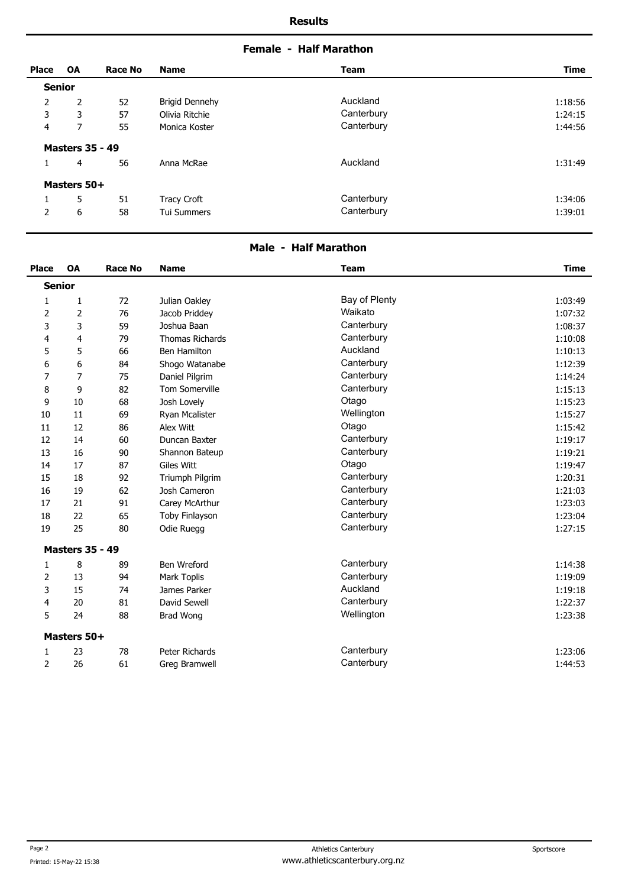## Results

### Female - Half Marathon

| Place | OA | Race No | Name | Team | Time |
|---|---|---|---|---|---|
| **Senior** | | | | | |
| 2 | 2 | 52 | Brigid Dennehy | Auckland | 1:18:56 |
| 3 | 3 | 57 | Olivia Ritchie | Canterbury | 1:24:15 |
| 4 | 7 | 55 | Monica Koster | Canterbury | 1:44:56 |
| **Masters 35 - 49** | | | | | |
| 1 | 4 | 56 | Anna McRae | Auckland | 1:31:49 |
| **Masters 50+** | | | | | |
| 1 | 5 | 51 | Tracy Croft | Canterbury | 1:34:06 |
| 2 | 6 | 58 | Tui Summers | Canterbury | 1:39:01 |

### Male - Half Marathon

| Place | OA | Race No | Name | Team | Time |
|---|---|---|---|---|---|
| **Senior** | | | | | |
| 1 | 1 | 72 | Julian Oakley | Bay of Plenty | 1:03:49 |
| 2 | 2 | 76 | Jacob Priddey | Waikato | 1:07:32 |
| 3 | 3 | 59 | Joshua Baan | Canterbury | 1:08:37 |
| 4 | 4 | 79 | Thomas Richards | Canterbury | 1:10:08 |
| 5 | 5 | 66 | Ben Hamilton | Auckland | 1:10:13 |
| 6 | 6 | 84 | Shogo Watanabe | Canterbury | 1:12:39 |
| 7 | 7 | 75 | Daniel Pilgrim | Canterbury | 1:14:24 |
| 8 | 9 | 82 | Tom Somerville | Canterbury | 1:15:13 |
| 9 | 10 | 68 | Josh Lovely | Otago | 1:15:23 |
| 10 | 11 | 69 | Ryan Mcalister | Wellington | 1:15:27 |
| 11 | 12 | 86 | Alex Witt | Otago | 1:15:42 |
| 12 | 14 | 60 | Duncan Baxter | Canterbury | 1:19:17 |
| 13 | 16 | 90 | Shannon Bateup | Canterbury | 1:19:21 |
| 14 | 17 | 87 | Giles Witt | Otago | 1:19:47 |
| 15 | 18 | 92 | Triumph Pilgrim | Canterbury | 1:20:31 |
| 16 | 19 | 62 | Josh Cameron | Canterbury | 1:21:03 |
| 17 | 21 | 91 | Carey McArthur | Canterbury | 1:23:03 |
| 18 | 22 | 65 | Toby Finlayson | Canterbury | 1:23:04 |
| 19 | 25 | 80 | Odie Ruegg | Canterbury | 1:27:15 |
| **Masters 35 - 49** | | | | | |
| 1 | 8 | 89 | Ben Wreford | Canterbury | 1:14:38 |
| 2 | 13 | 94 | Mark Toplis | Canterbury | 1:19:09 |
| 3 | 15 | 74 | James Parker | Auckland | 1:19:18 |
| 4 | 20 | 81 | David Sewell | Canterbury | 1:22:37 |
| 5 | 24 | 88 | Brad Wong | Wellington | 1:23:38 |
| **Masters 50+** | | | | | |
| 1 | 23 | 78 | Peter Richards | Canterbury | 1:23:06 |
| 2 | 26 | 61 | Greg Bramwell | Canterbury | 1:44:53 |